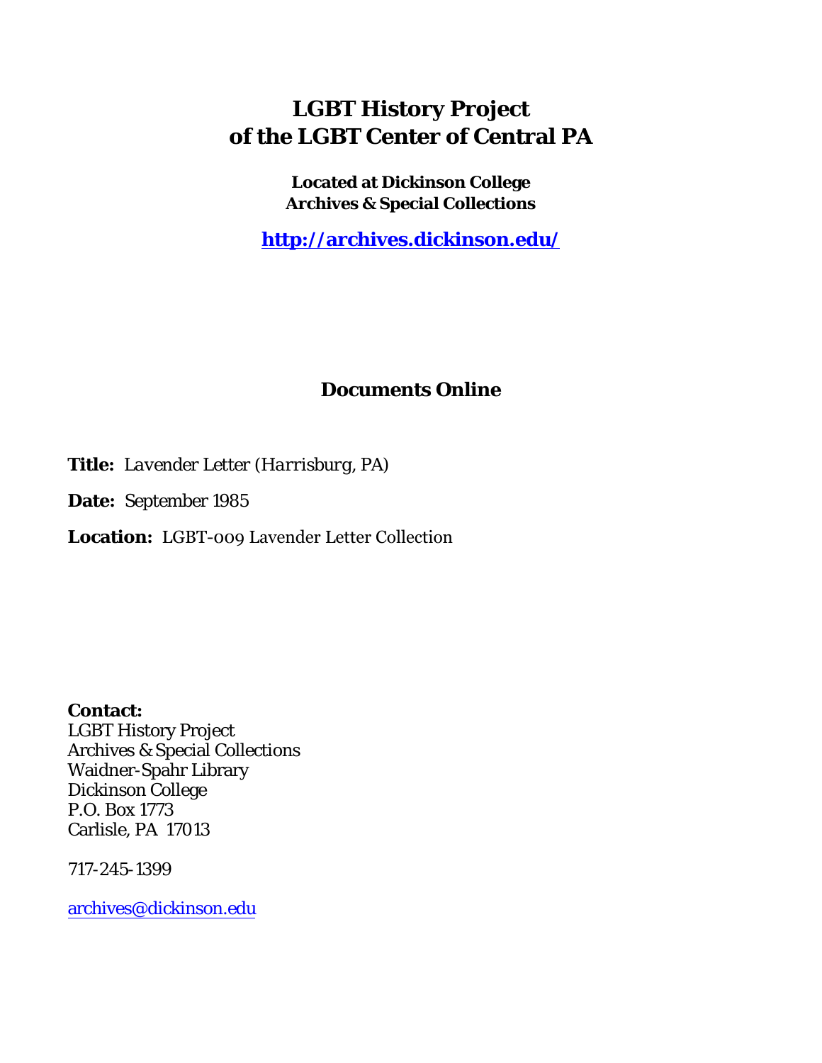# LGBT History Project of the LGBT Center of Central PA

**Located at Dickinson College Archives & Special Collections**

**http://archives.dickinson.edu/**

## Documents Online

**Title:** *Lavender Letter (Harrisburg, PA)*

**Date:** September 1985

**Location:** LGBT-009 Lavender Letter Collection

**Contact:**
LGBT History Project
Archives & Special Collections
Waidner-Spahr Library
Dickinson College
P.O. Box 1773
Carlisle, PA 17013

717-245-1399

archives@dickinson.edu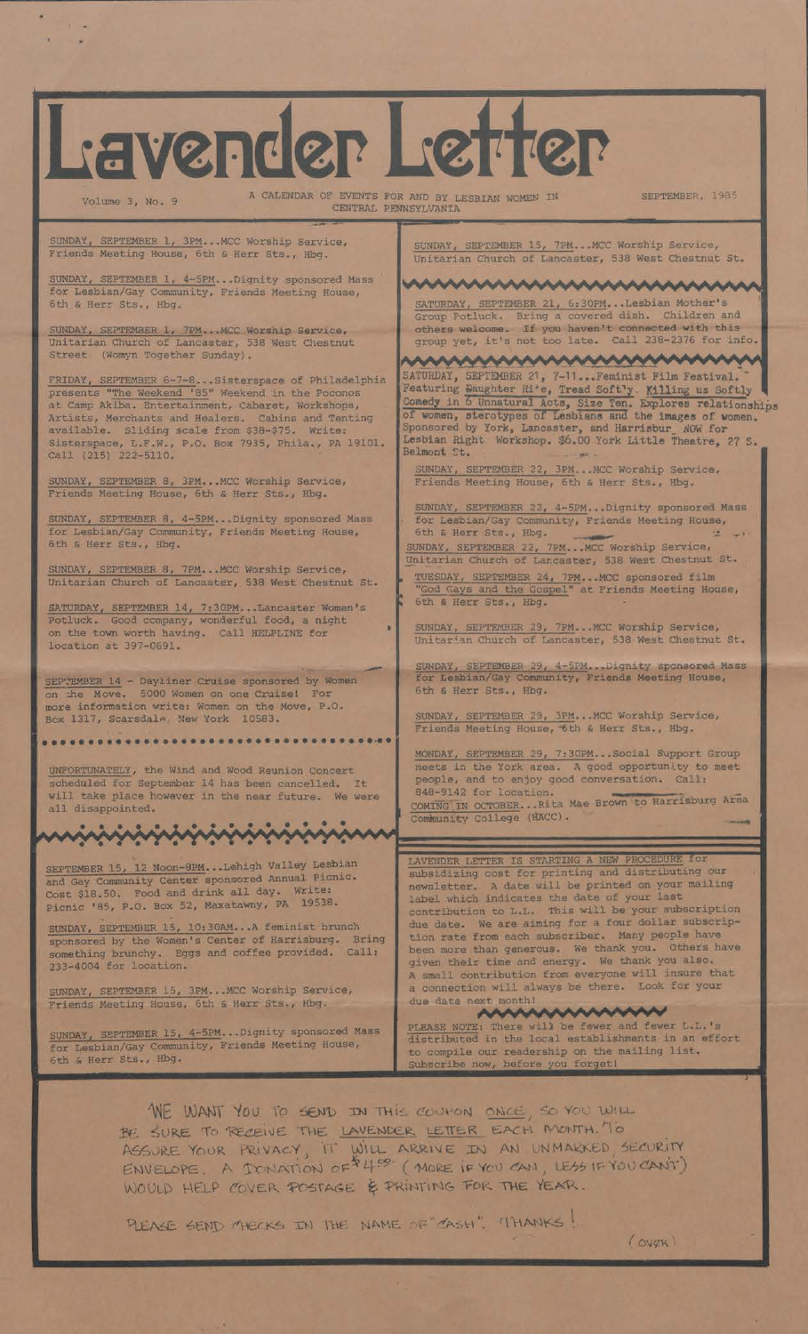# Lavender Letter

Volume 3, No. 9 — A CALENDAR OF EVENTS FOR AND BY LESBIAN WOMEN IN CENTRAL PENNSYLVANIA — SEPTEMBER, 1985

SUNDAY, SEPTEMBER 1, 3PM...MCC Worship Service, Friends Meeting House, 6th & Herr Sts., Hbg.

SUNDAY, SEPTEMBER 1, 4-5PM...Dignity sponsored Mass for Lesbian/Gay Community, Friends Meeting House, 6th & Herr Sts., Hbg.

SUNDAY, SEPTEMBER 1, 7PM...MCC Worship Service, Unitarian Church of Lancaster, 538 West Chestnut Street (Womyn Together Sunday).

FRIDAY, SEPTEMBER 6-7-8...Sisterspace of Philadelphia presents "The Weekend '85" Weekend in the Poconos at Camp Akiba. Entertainment, Cabaret, Workshops, Artists, Merchants and Healers. Cabins and Tenting available. Sliding scale from $38-$75. Write: Sisterspace, L.F.W., P.O. Box 7935, Phila., PA 19101. Call (215) 222-5110.

SUNDAY, SEPTEMBER 8, 3PM...MCC Worship Service, Friends Meeting House, 6th & Herr Sts., Hbg.

SUNDAY, SEPTEMBER 8, 4-5PM...Dignity sponsored Mass for Lesbian/Gay Community, Friends Meeting House, 6th & Herr Sts., Hbg.

SUNDAY, SEPTEMBER 8, 7PM...MCC Worship Service, Unitarian Church of Lancaster, 538 West Chestnut St.

SATURDAY, SEPTEMBER 14, 7:30PM...Lancaster Women's Potluck. Good company, wonderful food, a night on the town worth having. Call HELPLINE for location at 397-0691.

SEPTEMBER 14 - Dayliner Cruise sponsored by Women on the Move. 5000 Women on one Cruise! For more information write: Women on the Move, P.O. Box 1317, Scarsdale, New York 10583.

UNFORTUNATELY, the Wind and Wood Reunion Concert scheduled for September 14 has been cancelled. It will take place however in the near future. We were all disappointed.

SEPTEMBER 15, 12 Noon-8PM...Lehigh Valley Lesbian and Gay Community Center sponsored Annual Picnic. Cost $18.50. Food and drink all day. Write: Picnic '85, P.O. Box 52, Maxatawny, PA 19538.

SUNDAY, SEPTEMBER 15, 10:30AM...A feminist brunch sponsored by the Women's Center of Harrisburg. Bring something brunchy. Eggs and coffee provided. Call: 233-4004 for location.

SUNDAY, SEPTEMBER 15, 3PM...MCC Worship Service, Friends Meeting House, 6th & Herr Sts., Hbg.

SUNDAY, SEPTEMBER 15, 4-5PM...Dignity sponsored Mass for Lesbian/Gay Community, Friends Meeting House, 6th & Herr Sts., Hbg.

SUNDAY, SEPTEMBER 15, 7PM...MCC Worship Service, Unitarian Church of Lancaster, 538 West Chestnut St.

SATURDAY, SEPTEMBER 21, 6:30PM...Lesbian Mother's Group Potluck. Bring a covered dish. Children and others welcome. If you haven't connected with this group yet, it's not too late. Call 238-2376 for info.

SATURDAY, SEPTEMBER 21, 7-11...Feminist Film Festival. Featuring Daughter Rite, Tread Softly, Killing us Softly Comedy in 6 Unnatural Acts, Size Ten. Explores relationships of women, sterotypes of Lesbians and the images of women. Sponsored by York, Lancaster, and Harrisburg NOW for Lesbian Right Workshop. $6.00 York Little Theatre, 27 S. Belmont St.

SUNDAY, SEPTEMBER 22, 3PM...MCC Worship Service, Friends Meeting House, 6th & Herr Sts., Hbg.

SUNDAY, SEPTEMBER 22, 4-5PM...Dignity sponsored Mass for Lesbian/Gay Community, Friends Meeting House, 6th & Herr Sts., Hbg.

SUNDAY, SEPTEMBER 22, 7PM...MCC Worship Service, Unitarian Church of Lancaster, 538 West Chestnut St.

TUESDAY, SEPTEMBER 24, 7PM...MCC sponsored film "God Gays and the Gospel" at Friends Meeting House, 6th & Herr Sts., Hbg.

SUNDAY, SEPTEMBER 29, 7PM...MCC Worship Service, Unitarian Church of Lancaster, 538 West Chestnut St.

SUNDAY, SEPTEMBER 29, 4-5PM...Dignity sponsored Mass for Lesbian/Gay Community, Friends Meeting House, 6th & Herr Sts., Hbg.

SUNDAY, SEPTEMBER 29, 3PM...MCC Worship Service, Friends Meeting House, 6th & Herr Sts., Hbg.

MONDAY, SEPTEMBER 29, 7:30PM...Social Support Group meets in the York area. A good opportunity to meet people, and to enjoy good conversation. Call: 848-9142 for location.

COMING IN OCTOBER...Rita Mae Brown to Harrisburg Area Community College (HACC).

LAVENDER LETTER IS STARTING A NEW PROCEDURE for subsidizing cost for printing and distributing our newsletter. A date will be printed on your mailing label which indicates the date of your last contribution to L.L. This will be your subscription due date. We are aiming for a four dollar subscription rate from each subscriber. Many people have been more than generous. We thank you. Others have given their time and energy. We thank you also. A small contribution from everyone will insure that a connection will always be there. Look for your due date next month!

PLEASE NOTE: There will be fewer and fewer L.L.'s distributed in the local establishments in an effort to compile our readership on the mailing list. Subscribe now, before you forget!

WE WANT YOU TO SEND IN THIS COUPON ONCE, SO YOU WILL BE SURE TO RECEIVE THE LAVENDER LETTER EACH MONTH. TO ASSURE YOUR PRIVACY, IT WILL ARRIVE IN AN UNMARKED SECURITY ENVELOPE. A DONATION OF $4.00 (MORE IF YOU CAN, LESS IF YOU CAN'T) WOULD HELP COVER POSTAGE & PRINTING FOR THE YEAR.

PLEASE SEND CHECKS IN THE NAME OF "CASH". THANKS!

(OVER)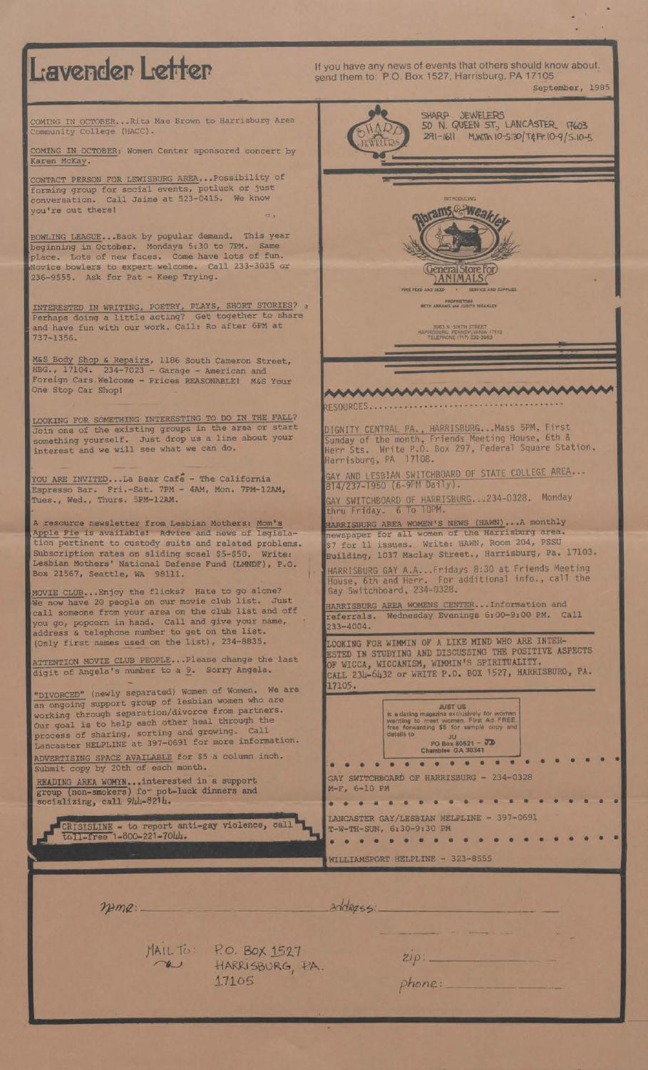# Lavender Letter

If you have any news of events that others should know about, send them to: P.O. Box 1527, Harrisburg, PA 17105

September, 1985

COMING IN OCTOBER...Rita Mae Brown to Harrisburg Area Community College (HACC).

COMING IN OCTOBER: Women Center sponsored concert by Karen McKay.

CONTACT PERSON FOR LEWISBURG AREA...Possibility of forming group for social events, potluck or just conversation. Call Jaime at 523-0415. We know you're out there!

BOWLING LEAGUE...Back by popular demand. This year beginning in October. Mondays 5:30 to 7PM. Same place. Lots of new faces. Come have lots of fun. Novice bowlers to expert welcome. Call 233-3035 or 236-9555. Ask for Pat - Keep Trying.

INTERESTED IN WRITING, POETRY, PLAYS, SHORT STORIES? Perhaps doing a little acting? Get together to share and have fun with our work. Call: Ro after 6PM at 737-1356.

M&S Body Shop & Repairs, 1186 South Cameron Street, HBG., 17104. 234-7023 - Garage - American and Foreign Cars Welcome - Prices REASONABLE! M&S Your One Stop Car Shop!

LOOKING FOR SOMETHING INTERESTING TO DO IN THE FALL? Join one of the existing groups in the area or start something yourself. Just drop us a line about your interest and we will see what we can do.

YOU ARE INVITED...La Bear Café - The California Espresso Bar. Fri.-Sat. 7PM - 4AM, Mon. 7PM-12AM, Tues., Wed., Thurs. 5PM-12AM.

A resource newsletter from Lesbian Mothers: Mom's Apple Pie is available! Advice and news of legislation pertinent to custody suits and related problems. Subscription rates on sliding scael $5-$50. Write: Lesbian Mothers' National Defense Fund (LMNDF), P.O. Box 21567, Seattle, WA 98111.

MOVIE CLUB...Enjoy the flicks? Hate to go alone? We now have 20 people on our movie club list. Just call someone from your area on the club list and off you go, popcorn in hand. Call and give your name, address & telephone number to get on the list. (Only first names used on the list), 234-8835.

ATTENTION MOVIE CLUB PEOPLE...Please change the last digit of Angela's number to a 9. Sorry Angela.

"DIVORCED" (newly separated) Women of Women. We are an ongoing support group of lesbian women who are working through separation/divorce from partners. Our goal is to help each other heal through the process of sharing, sorting and growing. Call Lancaster HELPLINE at 397-0691 for more information.

ADVERTISING SPACE AVAILABLE for $5 a column inch. Submit copy by 20th of each month.

READING AREA WOMYN...interested in a support group (non-smokers) for pot-luck dinners and socializing, call 944-8214.

CRISISLINE - to report anti-gay violence, call toll-free 1-800-221-7044.

SHARP JEWELERS
50 N. QUEEN ST., LANCASTER 17603
291-1611 M,W,Th 10-5:30/T&Fr 10-9/S 10-5

INTRODUCING
Abrams & Weakley
General Store For ANIMALS
FINE FEED AND SEED • SERVICE AND SUPPLIES
PROPRIETORS
BETH ABRAMS and JUDITH WEAKLEY
3963 N. SIXTH STREET
HARRISBURG, PENNSYLVANIA 17110
TELEPHONE (717) 232-3963

## RESOURCES

DIGNITY CENTRAL PA., HARRISBURG...Mass 5PM, First Sunday of the month, Friends Meeting House, 6th & Herr Sts. Write P.O. Box 297, Federal Square Station, Harrisburg, PA 17108.

GAY AND LESBIAN SWITCHBOARD OF STATE COLLEGE AREA... 814/237-1950 (6-9PM Daily).

GAY SWITCHBOARD OF HARRISBURG...234-0328. Monday thru Friday. 6 To 10PM.

HARRISBURG AREA WOMEN'S NEWS (HAWN)...A monthly newspaper for all women of the Harrisburg area. $7 for 11 issues. Write: HAWN, Room 204, PSSU Building, 1037 Maclay Street., Harrisburg, Pa. 17103.

HARRISBURG GAY A.A...Fridays 8:30 at Friends Meeting House, 6th and Herr. For additional info., call the Gay Switchboard, 234-0328.

HARRISBURG AREA WOMENS CENTER...Information and referrals. Wednesday Evenings 6:00-9:00 PM. Call 233-4004.

LOOKING FOR WIMMIN OF A LIKE MIND WHO ARE INTERESTED IN STUDYING AND DISCUSSING THE POSITIVE ASPECTS OF WICCA, WICCANISM, WIMMIN'S SPIRITUALITY. CALL 234-6432 or WRITE P.O. BOX 1527, HARRISBURG, PA. 17105.

JUST US
is a dating magazine exclusively for women wanting to meet women. First Ad FREE, free forwarding $5 for sample copy and details to
JU
PO Box 80521 - JD
Chamblee GA 30341

GAY SWITCHBOARD OF HARRISBURG - 234-0328
M-F, 6-10 PM

LANCASTER GAY/LESBIAN HELPLINE - 397-0691
T-W-TH-SUN, 6:30-9:30 PM

WILLIAMSPORT HELPLINE - 323-8555

name: ______________ address: ______________

zip: ______________

phone: ______________

MAIL TO: P.O. BOX 1527
HARRISBURG, PA.
17105